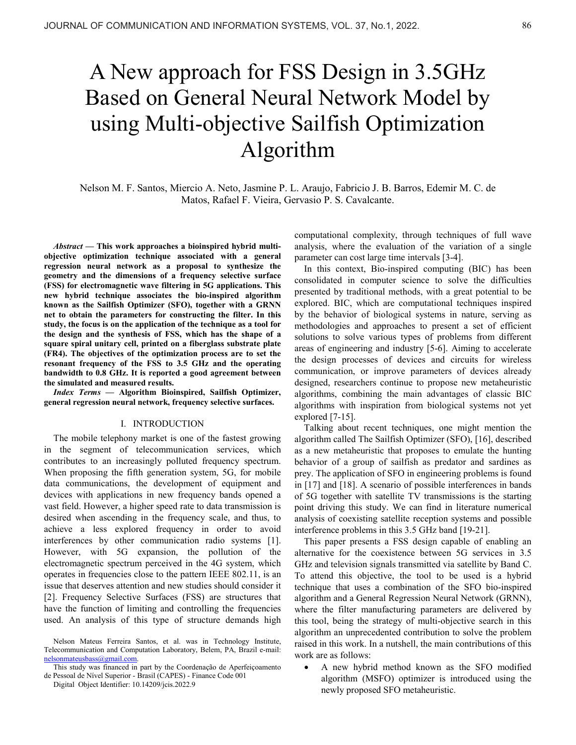# A New approach for FSS Design in 3.5GHz Based on General Neural Network Model by using Multi-objective Sailfish Optimization Algorithm

Nelson M. F. Santos, Miercio A. Neto, Jasmine P. L. Araujo, Fabricio J. B. Barros, Edemir M. C. de Matos, Rafael F. Vieira, Gervasio P. S. Cavalcante.

***Abstract* — This work approaches a bioinspired hybrid multi-objective optimization technique associated with a general regression neural network as a proposal to synthesize the geometry and the dimensions of a frequency selective surface (FSS) for electromagnetic wave filtering in 5G applications. This new hybrid technique associates the bio-inspired algorithm known as the Sailfish Optimizer (SFO), together with a GRNN net to obtain the parameters for constructing the filter. In this study, the focus is on the application of the technique as a tool for the design and the synthesis of FSS, which has the shape of a square spiral unitary cell, printed on a fiberglass substrate plate (FR4). The objectives of the optimization process are to set the resonant frequency of the FSS to 3.5 GHz and the operating bandwidth to 0.8 GHz. It is reported a good agreement between the simulated and measured results.**

***Index Terms* — Algorithm Bioinspired, Sailfish Optimizer, general regression neural network, frequency selective surfaces.**

## I. INTRODUCTION

The mobile telephony market is one of the fastest growing in the segment of telecommunication services, which contributes to an increasingly polluted frequency spectrum. When proposing the fifth generation system, 5G, for mobile data communications, the development of equipment and devices with applications in new frequency bands opened a vast field. However, a higher speed rate to data transmission is desired when ascending in the frequency scale, and thus, to achieve a less explored frequency in order to avoid interferences by other communication radio systems [1]. However, with 5G expansion, the pollution of the electromagnetic spectrum perceived in the 4G system, which operates in frequencies close to the pattern IEEE 802.11, is an issue that deserves attention and new studies should consider it [2]. Frequency Selective Surfaces (FSS) are structures that have the function of limiting and controlling the frequencies used. An analysis of this type of structure demands high computational complexity, through techniques of full wave analysis, where the evaluation of the variation of a single parameter can cost large time intervals [3-4].

In this context, Bio-inspired computing (BIC) has been consolidated in computer science to solve the difficulties presented by traditional methods, with a great potential to be explored. BIC, which are computational techniques inspired by the behavior of biological systems in nature, serving as methodologies and approaches to present a set of efficient solutions to solve various types of problems from different areas of engineering and industry [5-6]. Aiming to accelerate the design processes of devices and circuits for wireless communication, or improve parameters of devices already designed, researchers continue to propose new metaheuristic algorithms, combining the main advantages of classic BIC algorithms with inspiration from biological systems not yet explored [7-15].

Talking about recent techniques, one might mention the algorithm called The Sailfish Optimizer (SFO), [16], described as a new metaheuristic that proposes to emulate the hunting behavior of a group of sailfish as predator and sardines as prey. The application of SFO in engineering problems is found in [17] and [18]. A scenario of possible interferences in bands of 5G together with satellite TV transmissions is the starting point driving this study. We can find in literature numerical analysis of coexisting satellite reception systems and possible interference problems in this 3.5 GHz band [19-21].

This paper presents a FSS design capable of enabling an alternative for the coexistence between 5G services in 3.5 GHz and television signals transmitted via satellite by Band C. To attend this objective, the tool to be used is a hybrid technique that uses a combination of the SFO bio-inspired algorithm and a General Regression Neural Network (GRNN), where the filter manufacturing parameters are delivered by this tool, being the strategy of multi-objective search in this algorithm an unprecedented contribution to solve the problem raised in this work. In a nutshell, the main contributions of this work are as follows:

- A new hybrid method known as the SFO modified algorithm (MSFO) optimizer is introduced using the newly proposed SFO metaheuristic.

Nelson Mateus Ferreira Santos, et al. was in Technology Institute, Telecommunication and Computation Laboratory, Belem, PA, Brazil e-mail: nelsonmateusbass@gmail.com.

This study was financed in part by the Coordenação de Aperfeiçoamento de Pessoal de Nível Superior - Brasil (CAPES) - Finance Code 001

Digital Object Identifier: 10.14209/jcis.2022.9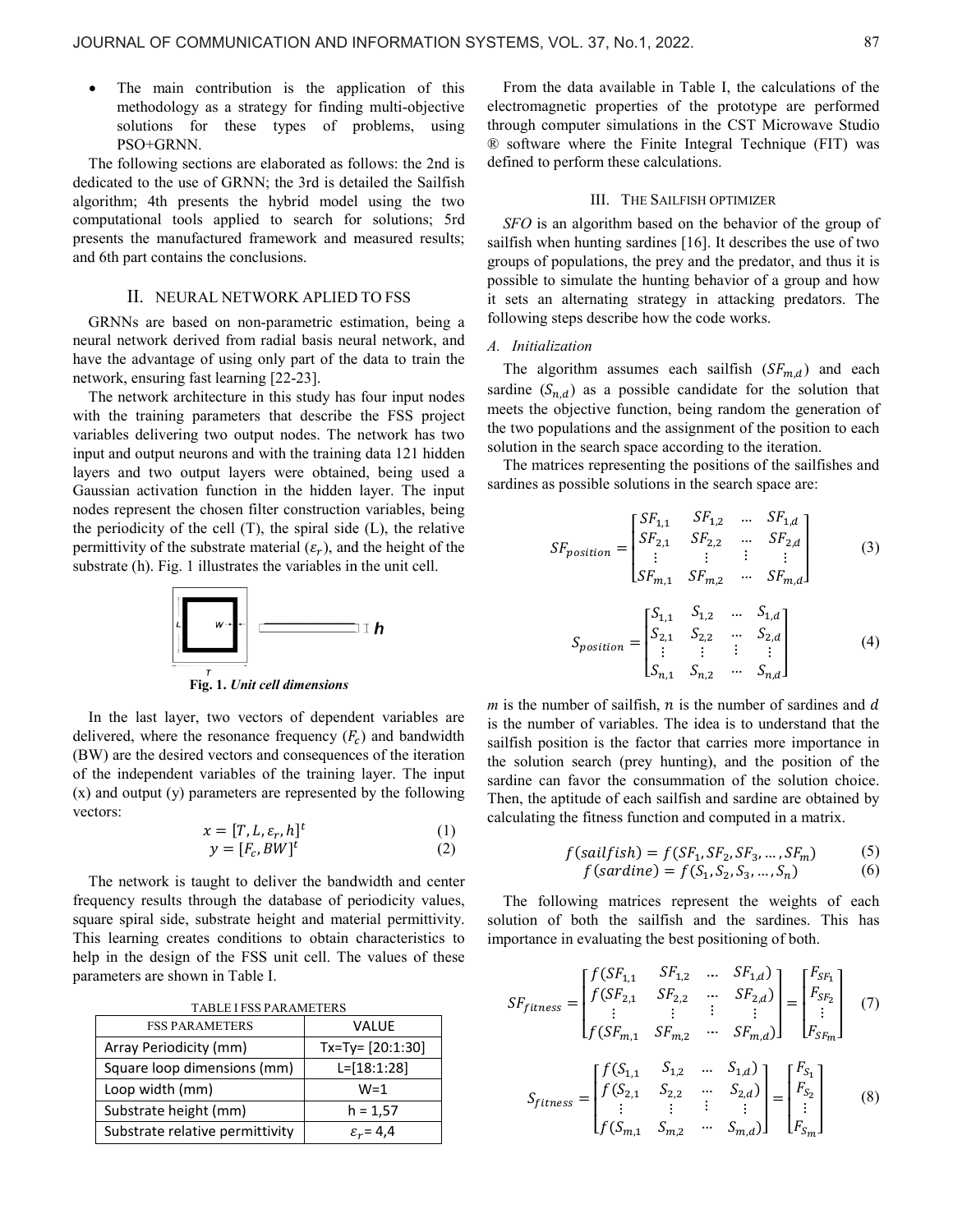- The main contribution is the application of this methodology as a strategy for finding multi-objective solutions for these types of problems, using PSO+GRNN.

The following sections are elaborated as follows: the 2nd is dedicated to the use of GRNN; the 3rd is detailed the Sailfish algorithm; 4th presents the hybrid model using the two computational tools applied to search for solutions; 5rd presents the manufactured framework and measured results; and 6th part contains the conclusions.

## II. NEURAL NETWORK APLIED TO FSS

GRNNs are based on non-parametric estimation, being a neural network derived from radial basis neural network, and have the advantage of using only part of the data to train the network, ensuring fast learning [22-23].

The network architecture in this study has four input nodes with the training parameters that describe the FSS project variables delivering two output nodes. The network has two input and output neurons and with the training data 121 hidden layers and two output layers were obtained, being used a Gaussian activation function in the hidden layer. The input nodes represent the chosen filter construction variables, being the periodicity of the cell (T), the spiral side (L), the relative permittivity of the substrate material ($\varepsilon_r$), and the height of the substrate (h). Fig. 1 illustrates the variables in the unit cell.

L
W
h
T

**Fig. 1.** ***Unit cell dimensions***

In the last layer, two vectors of dependent variables are delivered, where the resonance frequency ($F_c$) and bandwidth (BW) are the desired vectors and consequences of the iteration of the independent variables of the training layer. The input (x) and output (y) parameters are represented by the following vectors:

$$x = [T, L, \varepsilon_r, h]^t \tag{1}$$

$$y = [F_c, BW]^t \tag{2}$$

The network is taught to deliver the bandwidth and center frequency results through the database of periodicity values, square spiral side, substrate height and material permittivity. This learning creates conditions to obtain characteristics to help in the design of the FSS unit cell. The values of these parameters are shown in Table I.

TABLE I FSS PARAMETERS

| FSS PARAMETERS | VALUE |
|---|---|
| Array Periodicity (mm) | Tx=Ty= [20:1:30] |
| Square loop dimensions (mm) | L=[18:1:28] |
| Loop width (mm) | W=1 |
| Substrate height (mm) | h = 1,57 |
| Substrate relative permittivity | $\varepsilon_r$= 4,4 |

From the data available in Table I, the calculations of the electromagnetic properties of the prototype are performed through computer simulations in the CST Microwave Studio ® software where the Finite Integral Technique (FIT) was defined to perform these calculations.

## III. THE SAILFISH OPTIMIZER

*SFO* is an algorithm based on the behavior of the group of sailfish when hunting sardines [16]. It describes the use of two groups of populations, the prey and the predator, and thus it is possible to simulate the hunting behavior of a group and how it sets an alternating strategy in attacking predators. The following steps describe how the code works.

### *A. Initialization*

The algorithm assumes each sailfish ($SF_{m,d}$) and each sardine ($S_{n,d}$) as a possible candidate for the solution that meets the objective function, being random the generation of the two populations and the assignment of the position to each solution in the search space according to the iteration.

The matrices representing the positions of the sailfishes and sardines as possible solutions in the search space are:

$$SF_{position} = \begin{bmatrix} SF_{1,1} & SF_{1,2} & \cdots & SF_{1,d} \\ SF_{2,1} & SF_{2,2} & \cdots & SF_{2,d} \\ \vdots & \vdots & \vdots & \vdots \\ SF_{m,1} & SF_{m,2} & \cdots & SF_{m,d} \end{bmatrix} \tag{3}$$

$$S_{position} = \begin{bmatrix} S_{1,1} & S_{1,2} & \cdots & S_{1,d} \\ S_{2,1} & S_{2,2} & \cdots & S_{2,d} \\ \vdots & \vdots & \vdots & \vdots \\ S_{n,1} & S_{n,2} & \cdots & S_{n,d} \end{bmatrix} \tag{4}$$

*m* is the number of sailfish, $n$ is the number of sardines and $d$ is the number of variables. The idea is to understand that the sailfish position is the factor that carries more importance in the solution search (prey hunting), and the position of the sardine can favor the consummation of the solution choice. Then, the aptitude of each sailfish and sardine are obtained by calculating the fitness function and computed in a matrix.

$$f(sailfish) = f(SF_1, SF_2, SF_3, \ldots, SF_m) \tag{5}$$

$$f(sardine) = f(S_1, S_2, S_3, \ldots, S_n) \tag{6}$$

The following matrices represent the weights of each solution of both the sailfish and the sardines. This has importance in evaluating the best positioning of both.

$$SF_{fitness} = \begin{bmatrix} f(SF_{1,1} & SF_{1,2} & \cdots & SF_{1,d}) \\ f(SF_{2,1} & SF_{2,2} & \cdots & SF_{2,d}) \\ \vdots & \vdots & \vdots & \vdots \\ f(SF_{m,1} & SF_{m,2} & \cdots & SF_{m,d}) \end{bmatrix} = \begin{bmatrix} F_{SF_1} \\ F_{SF_2} \\ \vdots \\ F_{SF_m} \end{bmatrix} \tag{7}$$

$$S_{fitness} = \begin{bmatrix} f(S_{1,1} & S_{1,2} & \cdots & S_{1,d}) \\ f(S_{2,1} & S_{2,2} & \cdots & S_{2,d}) \\ \vdots & \vdots & \vdots & \vdots \\ f(S_{m,1} & S_{m,2} & \cdots & S_{m,d}) \end{bmatrix} = \begin{bmatrix} F_{S_1} \\ F_{S_2} \\ \vdots \\ F_{S_m} \end{bmatrix} \tag{8}$$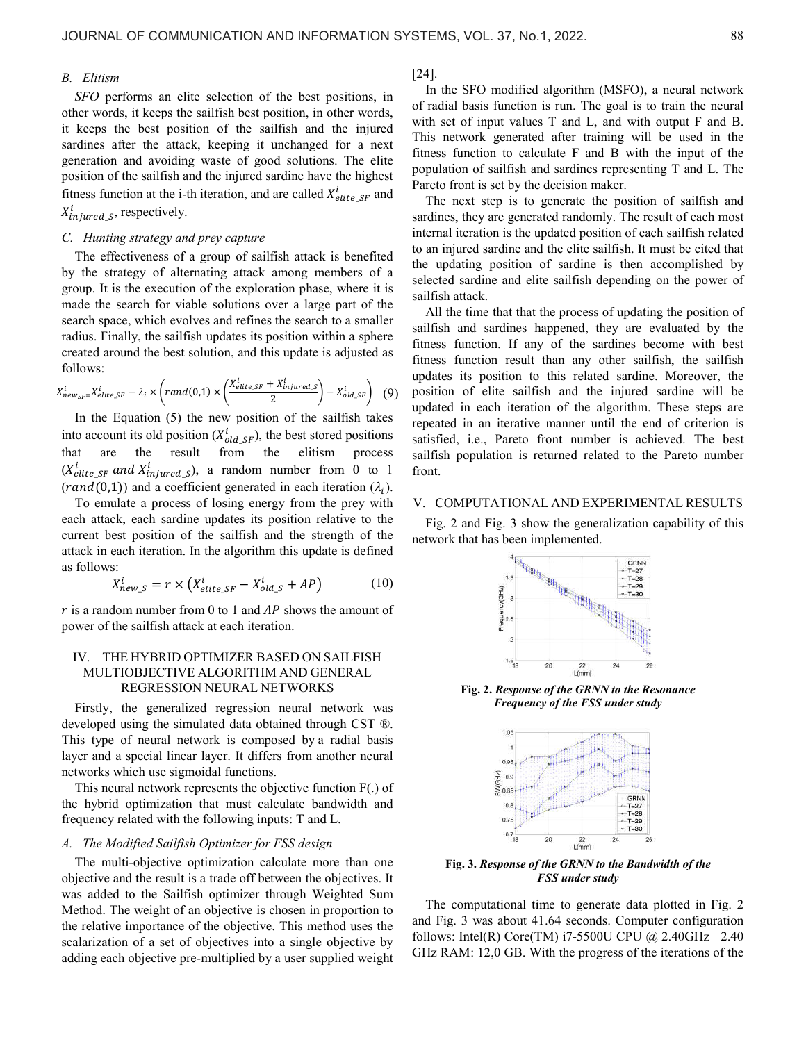### B. Elitism

*SFO* performs an elite selection of the best positions, in other words, it keeps the sailfish best position, in other words, it keeps the best position of the sailfish and the injured sardines after the attack, keeping it unchanged for a next generation and avoiding waste of good solutions. The elite position of the sailfish and the injured sardine have the highest fitness function at the i-th iteration, and are called $X_{elite\_SF}^{i}$ and $X_{injured\_S}^{i}$, respectively.

### C. Hunting strategy and prey capture

The effectiveness of a group of sailfish attack is benefited by the strategy of alternating attack among members of a group. It is the execution of the exploration phase, where it is made the search for viable solutions over a large part of the search space, which evolves and refines the search to a smaller radius. Finally, the sailfish updates its position within a sphere created around the best solution, and this update is adjusted as follows:

$$X_{new_{SF}}^{i} = X_{elite\_SF}^{i} - \lambda_i \times \left( rand(0,1) \times \left( \frac{X_{elite\_SF}^{i} + X_{injured\_S}^{i}}{2} \right) - X_{old\_SF}^{i} \right) \quad (9)$$

In the Equation (5) the new position of the sailfish takes into account its old position ($X_{old\_SF}^{i}$), the best stored positions that are the result from the elitism process ($X_{elite\_SF}^{i}$ *and* $X_{injured\_S}^{i}$), a random number from 0 to 1 ($rand(0,1)$) and a coefficient generated in each iteration ($\lambda_i$).

To emulate a process of losing energy from the prey with each attack, each sardine updates its position relative to the current best position of the sailfish and the strength of the attack in each iteration. In the algorithm this update is defined as follows:

$$X_{new\_S}^{i} = r \times \left( X_{elite\_SF}^{i} - X_{old\_S}^{i} + AP \right) \quad (10)$$

$r$ is a random number from 0 to 1 and $AP$ shows the amount of power of the sailfish attack at each iteration.

## IV. THE HYBRID OPTIMIZER BASED ON SAILFISH MULTIOBJECTIVE ALGORITHM AND GENERAL REGRESSION NEURAL NETWORKS

Firstly, the generalized regression neural network was developed using the simulated data obtained through CST ®. This type of neural network is composed by a radial basis layer and a special linear layer. It differs from another neural networks which use sigmoidal functions.

This neural network represents the objective function F(.) of the hybrid optimization that must calculate bandwidth and frequency related with the following inputs: T and L.

### A. The Modified Sailfish Optimizer for FSS design

The multi-objective optimization calculate more than one objective and the result is a trade off between the objectives. It was added to the Sailfish optimizer through Weighted Sum Method. The weight of an objective is chosen in proportion to the relative importance of the objective. This method uses the scalarization of a set of objectives into a single objective by adding each objective pre-multiplied by a user supplied weight [24].

In the SFO modified algorithm (MSFO), a neural network of radial basis function is run. The goal is to train the neural with set of input values T and L, and with output F and B. This network generated after training will be used in the fitness function to calculate F and B with the input of the population of sailfish and sardines representing T and L. The Pareto front is set by the decision maker.

The next step is to generate the position of sailfish and sardines, they are generated randomly. The result of each most internal iteration is the updated position of each sailfish related to an injured sardine and the elite sailfish. It must be cited that the updating position of sardine is then accomplished by selected sardine and elite sailfish depending on the power of sailfish attack.

All the time that that the process of updating the position of sailfish and sardines happened, they are evaluated by the fitness function. If any of the sardines become with best fitness function result than any other sailfish, the sailfish updates its position to this related sardine. Moreover, the position of elite sailfish and the injured sardine will be updated in each iteration of the algorithm. These steps are repeated in an iterative manner until the end of criterion is satisfied, i.e., Pareto front number is achieved. The best sailfish population is returned related to the Pareto number front.

## V. COMPUTATIONAL AND EXPERIMENTAL RESULTS

Fig. 2 and Fig. 3 show the generalization capability of this network that has been implemented.

Frequency(GHz)
L(mm)
GRNN
T=27
T=28
T=29
T=30

**Fig. 2.** ***Response of the GRNN to the Resonance Frequency of the FSS under study***

BW(GHz)
L(mm)
GRNN
T=27
T=28
T=29
T=30

**Fig. 3.** ***Response of the GRNN to the Bandwidth of the FSS under study***

The computational time to generate data plotted in Fig. 2 and Fig. 3 was about 41.64 seconds. Computer configuration follows: Intel(R) Core(TM) i7-5500U CPU @ 2.40GHz 2.40 GHz RAM: 12,0 GB. With the progress of the iterations of the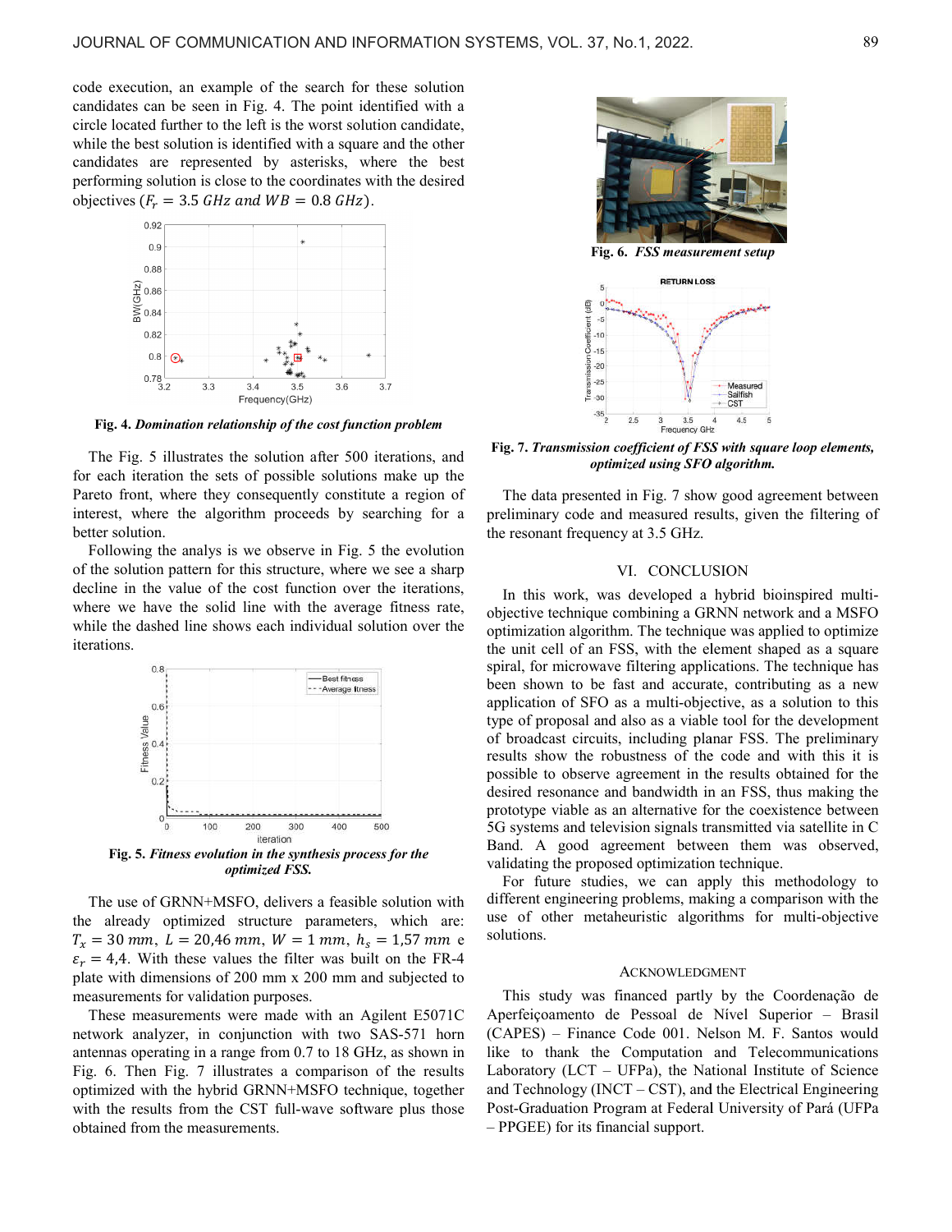code execution, an example of the search for these solution candidates can be seen in Fig. 4. The point identified with a circle located further to the left is the worst solution candidate, while the best solution is identified with a square and the other candidates are represented by asterisks, where the best performing solution is close to the coordinates with the desired objectives ($F_r = 3.5\ GHz$ and $WB = 0.8\ GHz$).

BW(GHz)
0.92
0.9
0.88
0.86
0.84
0.82
0.8
0.78
3.2
3.3
3.4
3.5
3.6
3.7
Frequency(GHz)

**Fig. 4.** ***Domination relationship of the cost function problem***

The Fig. 5 illustrates the solution after 500 iterations, and for each iteration the sets of possible solutions make up the Pareto front, where they consequently constitute a region of interest, where the algorithm proceeds by searching for a better solution.

Following the analys is we observe in Fig. 5 the evolution of the solution pattern for this structure, where we see a sharp decline in the value of the cost function over the iterations, where we have the solid line with the average fitness rate, while the dashed line shows each individual solution over the iterations.

Fitness Value
0.8
0.6
0.4
0.2
0
0
100
200
300
400
500
iteration
Best fitness
Average fitness

**Fig. 5.** ***Fitness evolution in the synthesis process for the optimized FSS.***

The use of GRNN+MSFO, delivers a feasible solution with the already optimized structure parameters, which are: $T_x = 30\ mm$, $L = 20{,}46\ mm$, $W = 1\ mm$, $h_s = 1{,}57\ mm$ e $\varepsilon_r = 4{,}4$. With these values the filter was built on the FR-4 plate with dimensions of 200 mm x 200 mm and subjected to measurements for validation purposes.

These measurements were made with an Agilent E5071C network analyzer, in conjunction with two SAS-571 horn antennas operating in a range from 0.7 to 18 GHz, as shown in Fig. 6. Then Fig. 7 illustrates a comparison of the results optimized with the hybrid GRNN+MSFO technique, together with the results from the CST full-wave software plus those obtained from the measurements.

**Fig. 6.** ***FSS measurement setup***

RETURN LOSS
Transmission Coefficient (dB)
5
0
-5
-10
-15
-20
-25
-30
-35
2
2.5
3
3.5
4
4.5
5
Frequency GHz
Measured
Salfish
CST

**Fig. 7.** ***Transmission coefficient of FSS with square loop elements, optimized using SFO algorithm.***

The data presented in Fig. 7 show good agreement between preliminary code and measured results, given the filtering of the resonant frequency at 3.5 GHz.

## VI. Conclusion

In this work, was developed a hybrid bioinspired multi-objective technique combining a GRNN network and a MSFO optimization algorithm. The technique was applied to optimize the unit cell of an FSS, with the element shaped as a square spiral, for microwave filtering applications. The technique has been shown to be fast and accurate, contributing as a new application of SFO as a multi-objective, as a solution to this type of proposal and also as a viable tool for the development of broadcast circuits, including planar FSS. The preliminary results show the robustness of the code and with this it is possible to observe agreement in the results obtained for the desired resonance and bandwidth in an FSS, thus making the prototype viable as an alternative for the coexistence between 5G systems and television signals transmitted via satellite in C Band. A good agreement between them was observed, validating the proposed optimization technique.

For future studies, we can apply this methodology to different engineering problems, making a comparison with the use of other metaheuristic algorithms for multi-objective solutions.

## Acknowledgment

This study was financed partly by the Coordenação de Aperfeiçoamento de Pessoal de Nível Superior – Brasil (CAPES) – Finance Code 001. Nelson M. F. Santos would like to thank the Computation and Telecommunications Laboratory (LCT – UFPa), the National Institute of Science and Technology (INCT – CST), and the Electrical Engineering Post-Graduation Program at Federal University of Pará (UFPa – PPGEE) for its financial support.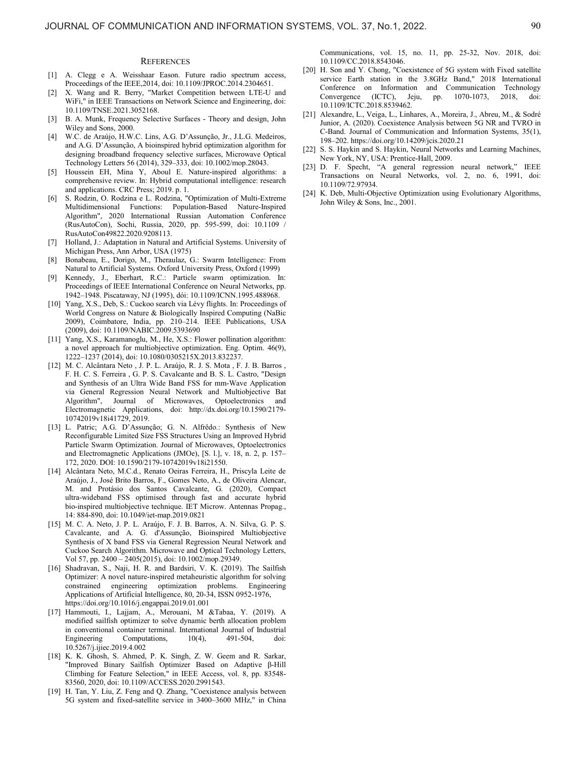## References

[1] A. Clegg e A. Weisshaar Eason. Future radio spectrum access, Proceedings of the IEEE,2014, doi: 10.1109/JPROC.2014.2304651.

[2] X. Wang and R. Berry, "Market Competition between LTE-U and WiFi," in IEEE Transactions on Network Science and Engineering, doi: 10.1109/TNSE.2021.3052168.

[3] B. A. Munk, Frequency Selective Surfaces - Theory and design, John Wiley and Sons, 2000.

[4] W.C. de Araújo, H.W.C. Lins, A.G. D'Assunção, Jr., J.L.G. Medeiros, and A.G. D'Assunção, A bioinspired hybrid optimization algorithm for designing broadband frequency selective surfaces, Microwave Optical Technology Letters 56 (2014), 329–333, doi: 10.1002/mop.28043.

[5] Houssein EH, Mina Y, Aboul E. Nature-inspired algorithms: a comprehensive review. In: Hybrid computational intelligence: research and applications. CRC Press; 2019. p. 1.

[6] S. Rodzin, O. Rodzina e L. Rodzina, "Optimization of Multi-Extreme Multidimensional Functions: Population-Based Nature-Inspired Algorithm", 2020 International Russian Automation Conference (RusAutoCon), Sochi, Russia, 2020, pp. 595-599, doi: 10.1109 / RusAutoCon49822.2020.9208113.

[7] Holland, J.: Adaptation in Natural and Artificial Systems. University of Michigan Press, Ann Arbor, USA (1975)

[8] Bonabeau, E., Dorigo, M., Theraulaz, G.: Swarm Intelligence: From Natural to Artificial Systems. Oxford University Press, Oxford (1999)

[9] Kennedy, J., Eberhart, R.C.: Particle swarm optimization. In: Proceedings of IEEE International Conference on Neural Networks, pp. 1942–1948. Piscataway, NJ (1995), dói: 10.1109/ICNN.1995.488968.

[10] Yang, X.S., Deb, S.: Cuckoo search via Lévy flights. In: Proceedings of World Congress on Nature & Biologically Inspired Computing (NaBic 2009), Coimbatore, India, pp. 210–214. IEEE Publications, USA (2009), doi: 10.1109/NABIC.2009.5393690

[11] Yang, X.S., Karamanoglu, M., He, X.S.: Flower pollination algorithm: a novel approach for multiobjective optimization. Eng. Optim. 46(9), 1222–1237 (2014), doi: 10.1080/0305215X.2013.832237.

[12] M. C. Alcântara Neto , J. P. L. Araújo, R. J. S. Mota , F. J. B. Barros , F. H. C. S. Ferreira , G. P. S. Cavalcante and B. S. L. Castro, "Design and Synthesis of an Ultra Wide Band FSS for mm-Wave Application via General Regression Neural Network and Multiobjective Bat Algorithm", Journal of Microwaves, Optoelectronics and Electromagnetic Applications, doi: http://dx.doi.org/10.1590/2179-10742019v18i41729, 2019.

[13] L. Patric; A.G. D'Assunção; G. N. Alfrêdo.: Synthesis of New Reconfigurable Limited Size FSS Structures Using an Improved Hybrid Particle Swarm Optimization. Journal of Microwaves, Optoelectronics and Electromagnetic Applications (JMOe), [S. l.], v. 18, n. 2, p. 157–172, 2020. DOI: 10.1590/2179-10742019v18i21550.

[14] Alcântara Neto, M.C.d., Renato Oeiras Ferreira, H., Priscyla Leite de Araújo, J., José Brito Barros, F., Gomes Neto, A., de Oliveira Alencar, M. and Protásio dos Santos Cavalcante, G. (2020), Compact ultra-wideband FSS optimised through fast and accurate hybrid bio-inspired multiobjective technique. IET Microw. Antennas Propag., 14: 884-890, doi: 10.1049/iet-map.2019.0821

[15] M. C. A. Neto, J. P. L. Araújo, F. J. B. Barros, A. N. Silva, G. P. S. Cavalcante, and A. G. d'Assunção, Bioinspired Multiobjective Synthesis of X band FSS via General Regression Neural Network and Cuckoo Search Algorithm. Microwave and Optical Technology Letters, Vol 57, pp. 2400 – 2405(2015), doi: 10.1002/mop.29349.

[16] Shadravan, S., Naji, H. R. and Bardsiri, V. K. (2019). The Sailfish Optimizer: A novel nature-inspired metaheuristic algorithm for solving constrained engineering optimization problems. Engineering Applications of Artificial Intelligence, 80, 20-34, ISSN 0952-1976, https://doi.org/10.1016/j.engappai.2019.01.001

[17] Hammouti, I., Lajjam, A., Merouani, M &Tabaa, Y. (2019). A modified sailfish optimizer to solve dynamic berth allocation problem in conventional container terminal. International Journal of Industrial Engineering Computations, 10(4), 491-504, doi: 10.5267/j.ijiec.2019.4.002

[18] K. K. Ghosh, S. Ahmed, P. K. Singh, Z. W. Geem and R. Sarkar, "Improved Binary Sailfish Optimizer Based on Adaptive β-Hill Climbing for Feature Selection," in IEEE Access, vol. 8, pp. 83548-83560, 2020, doi: 10.1109/ACCESS.2020.2991543.

[19] H. Tan, Y. Liu, Z. Feng and Q. Zhang, "Coexistence analysis between 5G system and fixed-satellite service in 3400–3600 MHz," in China Communications, vol. 15, no. 11, pp. 25-32, Nov. 2018, doi: 10.1109/CC.2018.8543046.

[20] H. Son and Y. Chong, "Coexistence of 5G system with Fixed satellite service Earth station in the 3.8GHz Band," 2018 International Conference on Information and Communication Technology Convergence (ICTC), Jeju, pp. 1070-1073, 2018, doi: 10.1109/ICTC.2018.8539462.

[21] Alexandre, L., Veiga, L., Linhares, A., Moreira, J., Abreu, M., & Sodré Junior, A. (2020). Coexistence Analysis between 5G NR and TVRO in C-Band. Journal of Communication and Information Systems, 35(1), 198–202. https://doi.org/10.14209/jcis.2020.21

[22] S. S. Haykin and S. Haykin, Neural Networks and Learning Machines, New York, NY, USA: Prentice-Hall, 2009.

[23] D. F. Specht, "A general regression neural network," IEEE Transactions on Neural Networks, vol. 2, no. 6, 1991, doi: 10.1109/72.97934.

[24] K. Deb, Multi-Objective Optimization using Evolutionary Algorithms, John Wiley & Sons, Inc., 2001.